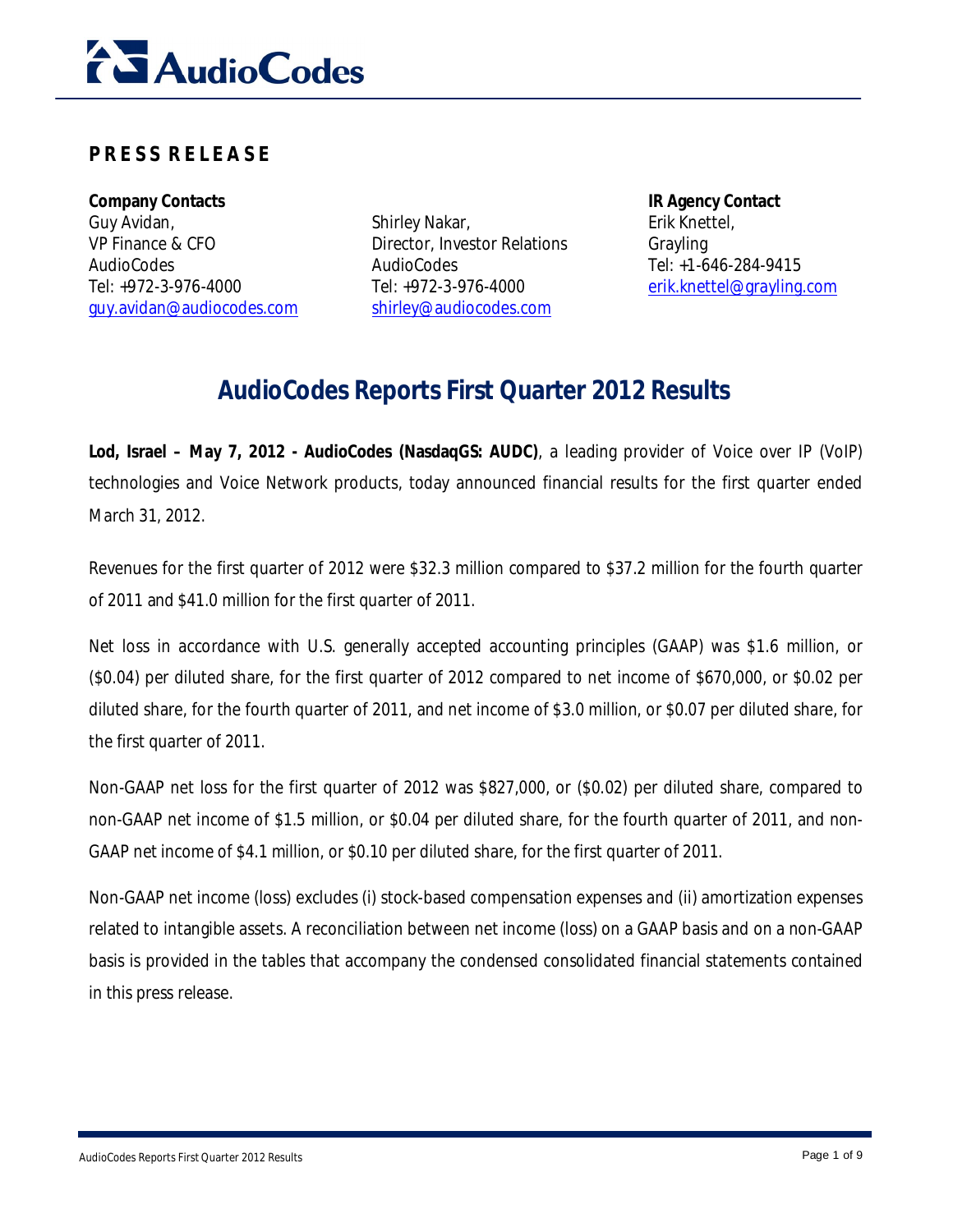**PRESS RELEASE**

| **Company Contacts** | | **IR Agency Contact** |
|---|---|---|
| Guy Avidan, | Shirley Nakar, | Erik Knettel, |
| VP Finance & CFO | Director, Investor Relations | Grayling |
| AudioCodes | AudioCodes | Tel: +1-646-284-9415 |
| Tel: +972-3-976-4000 | Tel: +972-3-976-4000 | erik.knettel@grayling.com |
| guy.avidan@audiocodes.com | shirley@audiocodes.com | |

# AudioCodes Reports First Quarter 2012 Results

**Lod, Israel – May 7, 2012 - AudioCodes (NasdaqGS: AUDC)**, a leading provider of Voice over IP (VoIP) technologies and Voice Network products, today announced financial results for the first quarter ended March 31, 2012.

Revenues for the first quarter of 2012 were $32.3 million compared to $37.2 million for the fourth quarter of 2011 and $41.0 million for the first quarter of 2011.

Net loss in accordance with U.S. generally accepted accounting principles (GAAP) was $1.6 million, or ($0.04) per diluted share, for the first quarter of 2012 compared to net income of $670,000, or $0.02 per diluted share, for the fourth quarter of 2011, and net income of $3.0 million, or $0.07 per diluted share, for the first quarter of 2011.

Non-GAAP net loss for the first quarter of 2012 was $827,000, or ($0.02) per diluted share, compared to non-GAAP net income of $1.5 million, or $0.04 per diluted share, for the fourth quarter of 2011, and non-GAAP net income of $4.1 million, or $0.10 per diluted share, for the first quarter of 2011.

Non-GAAP net income (loss) excludes (i) stock-based compensation expenses and (ii) amortization expenses related to intangible assets. A reconciliation between net income (loss) on a GAAP basis and on a non-GAAP basis is provided in the tables that accompany the condensed consolidated financial statements contained in this press release.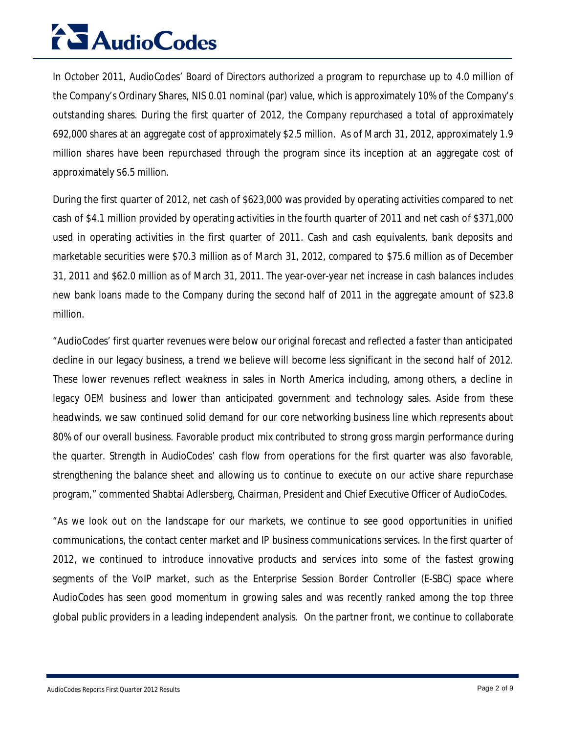In October 2011, AudioCodes' Board of Directors authorized a program to repurchase up to 4.0 million of the Company's Ordinary Shares, NIS 0.01 nominal (par) value, which is approximately 10% of the Company's outstanding shares. During the first quarter of 2012, the Company repurchased a total of approximately 692,000 shares at an aggregate cost of approximately $2.5 million. As of March 31, 2012, approximately 1.9 million shares have been repurchased through the program since its inception at an aggregate cost of approximately $6.5 million.

During the first quarter of 2012, net cash of $623,000 was provided by operating activities compared to net cash of $4.1 million provided by operating activities in the fourth quarter of 2011 and net cash of $371,000 used in operating activities in the first quarter of 2011. Cash and cash equivalents, bank deposits and marketable securities were $70.3 million as of March 31, 2012, compared to $75.6 million as of December 31, 2011 and $62.0 million as of March 31, 2011. The year-over-year net increase in cash balances includes new bank loans made to the Company during the second half of 2011 in the aggregate amount of $23.8 million.

"AudioCodes' first quarter revenues were below our original forecast and reflected a faster than anticipated decline in our legacy business, a trend we believe will become less significant in the second half of 2012. These lower revenues reflect weakness in sales in North America including, among others, a decline in legacy OEM business and lower than anticipated government and technology sales. Aside from these headwinds, we saw continued solid demand for our core networking business line which represents about 80% of our overall business. Favorable product mix contributed to strong gross margin performance during the quarter. Strength in AudioCodes' cash flow from operations for the first quarter was also favorable, strengthening the balance sheet and allowing us to continue to execute on our active share repurchase program," commented Shabtai Adlersberg, Chairman, President and Chief Executive Officer of AudioCodes.

"As we look out on the landscape for our markets, we continue to see good opportunities in unified communications, the contact center market and IP business communications services. In the first quarter of 2012, we continued to introduce innovative products and services into some of the fastest growing segments of the VoIP market, such as the Enterprise Session Border Controller (E-SBC) space where AudioCodes has seen good momentum in growing sales and was recently ranked among the top three global public providers in a leading independent analysis. On the partner front, we continue to collaborate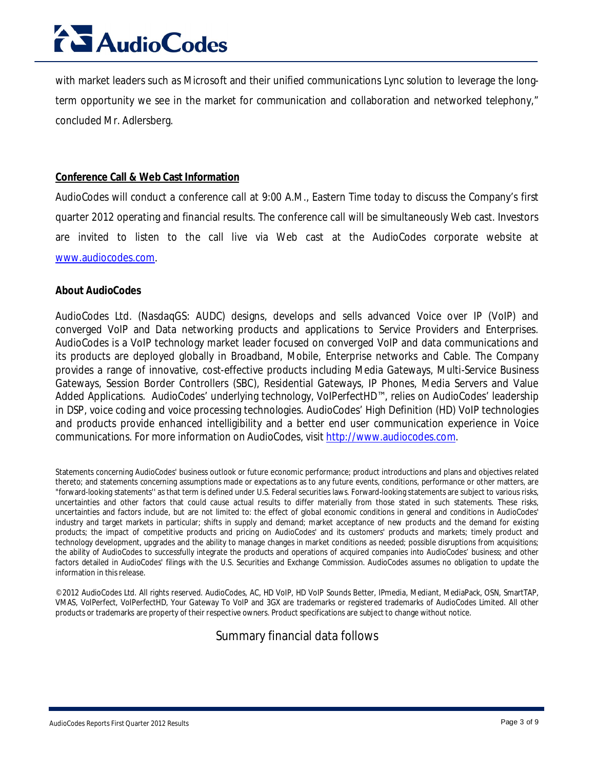with market leaders such as Microsoft and their unified communications Lync solution to leverage the long-term opportunity we see in the market for communication and collaboration and networked telephony," concluded Mr. Adlersberg.

**Conference Call & Web Cast Information**

AudioCodes will conduct a conference call at 9:00 A.M., Eastern Time today to discuss the Company's first quarter 2012 operating and financial results. The conference call will be simultaneously Web cast. Investors are invited to listen to the call live via Web cast at the AudioCodes corporate website at [www.audiocodes.com](http://www.audiocodes.com).

**About AudioCodes**

AudioCodes Ltd. (NasdaqGS: AUDC) designs, develops and sells advanced Voice over IP (VoIP) and converged VoIP and Data networking products and applications to Service Providers and Enterprises. AudioCodes is a VoIP technology market leader focused on converged VoIP and data communications and its products are deployed globally in Broadband, Mobile, Enterprise networks and Cable. The Company provides a range of innovative, cost-effective products including Media Gateways, Multi-Service Business Gateways, Session Border Controllers (SBC), Residential Gateways, IP Phones, Media Servers and Value Added Applications. AudioCodes' underlying technology, VoIPerfectHD™, relies on AudioCodes' leadership in DSP, voice coding and voice processing technologies. AudioCodes' High Definition (HD) VoIP technologies and products provide enhanced intelligibility and a better end user communication experience in Voice communications. For more information on AudioCodes, visit [http://www.audiocodes.com](http://www.audiocodes.com).

Statements concerning AudioCodes' business outlook or future economic performance; product introductions and plans and objectives related thereto; and statements concerning assumptions made or expectations as to any future events, conditions, performance or other matters, are "forward-looking statements'' as that term is defined under U.S. Federal securities laws. Forward-looking statements are subject to various risks, uncertainties and other factors that could cause actual results to differ materially from those stated in such statements. These risks, uncertainties and factors include, but are not limited to: the effect of global economic conditions in general and conditions in AudioCodes' industry and target markets in particular; shifts in supply and demand; market acceptance of new products and the demand for existing products; the impact of competitive products and pricing on AudioCodes' and its customers' products and markets; timely product and technology development, upgrades and the ability to manage changes in market conditions as needed; possible disruptions from acquisitions; the ability of AudioCodes to successfully integrate the products and operations of acquired companies into AudioCodes' business; and other factors detailed in AudioCodes' filings with the U.S. Securities and Exchange Commission. AudioCodes assumes no obligation to update the information in this release.

©2012 AudioCodes Ltd. All rights reserved. AudioCodes, AC, HD VoIP, HD VoIP Sounds Better, IPmedia, Mediant, MediaPack, OSN, SmartTAP, VMAS, VoIPerfect, VoIPerfectHD, Your Gateway To VoIP and 3GX are trademarks or registered trademarks of AudioCodes Limited. All other products or trademarks are property of their respective owners. Product specifications are subject to change without notice.

Summary financial data follows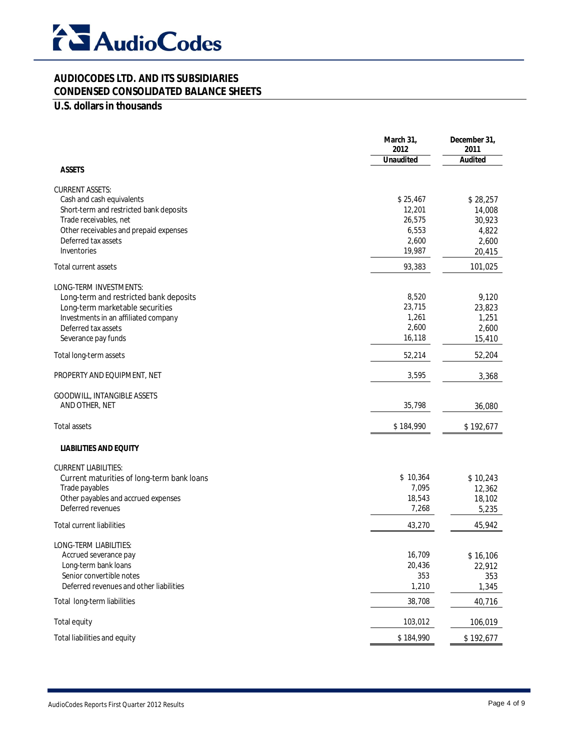# AudioCodes

## AUDIOCODES LTD. AND ITS SUBSIDIARIES
## CONDENSED CONSOLIDATED BALANCE SHEETS
### U.S. dollars in thousands

| | March 31, 2012 | December 31, 2011 |
|---|---|---|
| | Unaudited | Audited |
| **ASSETS** | | |
| CURRENT ASSETS: | | |
| Cash and cash equivalents | $ 25,467 | $ 28,257 |
| Short-term and restricted bank deposits | 12,201 | 14,008 |
| Trade receivables, net | 26,575 | 30,923 |
| Other receivables and prepaid expenses | 6,553 | 4,822 |
| Deferred tax assets | 2,600 | 2,600 |
| Inventories | 19,987 | 20,415 |
| Total current assets | 93,383 | 101,025 |
| LONG-TERM INVESTMENTS: | | |
| Long-term and restricted bank deposits | 8,520 | 9,120 |
| Long-term marketable securities | 23,715 | 23,823 |
| Investments in an affiliated company | 1,261 | 1,251 |
| Deferred tax assets | 2,600 | 2,600 |
| Severance pay funds | 16,118 | 15,410 |
| Total long-term assets | 52,214 | 52,204 |
| PROPERTY AND EQUIPMENT, NET | 3,595 | 3,368 |
| GOODWILL, INTANGIBLE ASSETS AND OTHER, NET | 35,798 | 36,080 |
| Total assets | $ 184,990 | $ 192,677 |
| **LIABILITIES AND EQUITY** | | |
| CURRENT LIABILITIES: | | |
| Current maturities of long-term bank loans | $ 10,364 | $ 10,243 |
| Trade payables | 7,095 | 12,362 |
| Other payables and accrued expenses | 18,543 | 18,102 |
| Deferred revenues | 7,268 | 5,235 |
| Total current liabilities | 43,270 | 45,942 |
| LONG-TERM LIABILITIES: | | |
| Accrued severance pay | 16,709 | $ 16,106 |
| Long-term bank loans | 20,436 | 22,912 |
| Senior convertible notes | 353 | 353 |
| Deferred revenues and other liabilities | 1,210 | 1,345 |
| Total long-term liabilities | 38,708 | 40,716 |
| Total equity | 103,012 | 106,019 |
| Total liabilities and equity | $ 184,990 | $ 192,677 |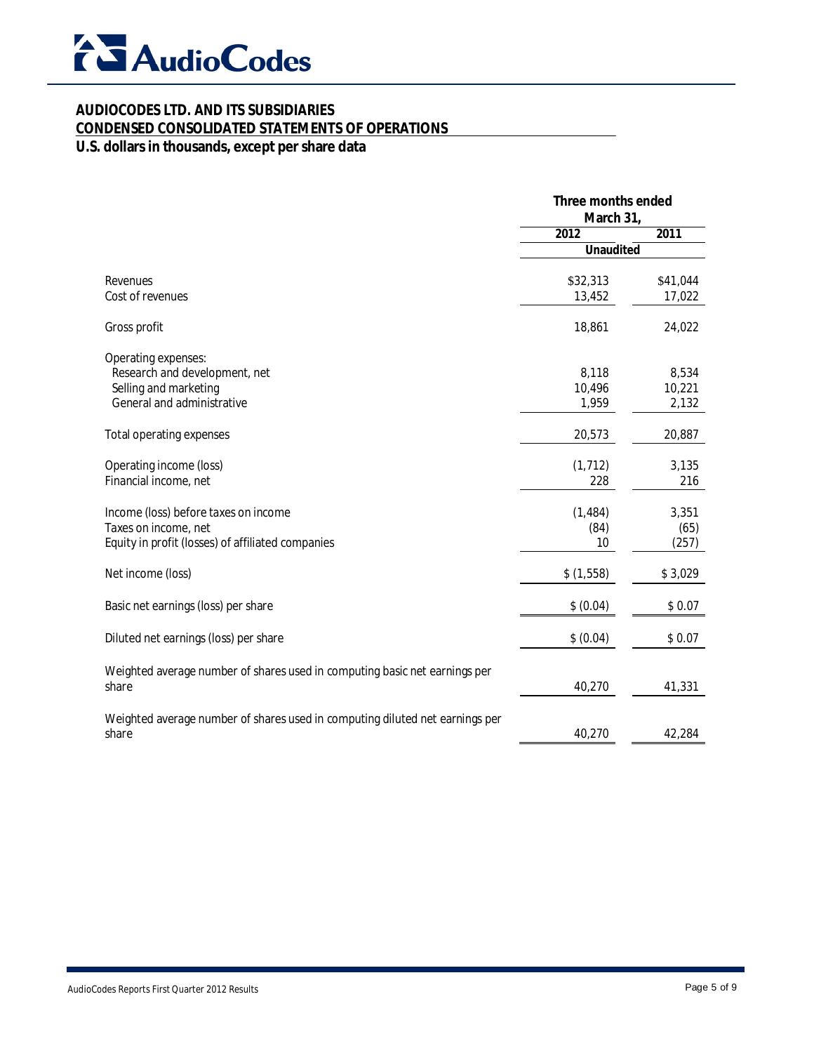AudioCodes

# AUDIOCODES LTD. AND ITS SUBSIDIARIES

## CONDENSED CONSOLIDATED STATEMENTS OF OPERATIONS

**U.S. dollars in thousands, except per share data**

| | Three months ended March 31, | |
|---|---|---|
| | 2012 | 2011 |
| | Unaudited | |
| Revenues | $32,313 | $41,044 |
| Cost of revenues | 13,452 | 17,022 |
| Gross profit | 18,861 | 24,022 |
| Operating expenses: | | |
| Research and development, net | 8,118 | 8,534 |
| Selling and marketing | 10,496 | 10,221 |
| General and administrative | 1,959 | 2,132 |
| Total operating expenses | 20,573 | 20,887 |
| Operating income (loss) | (1,712) | 3,135 |
| Financial income, net | 228 | 216 |
| Income (loss) before taxes on income | (1,484) | 3,351 |
| Taxes on income, net | (84) | (65) |
| Equity in profit (losses) of affiliated companies | 10 | (257) |
| Net income (loss) | $ (1,558) | $ 3,029 |
| Basic net earnings (loss) per share | $ (0.04) | $ 0.07 |
| Diluted net earnings (loss) per share | $ (0.04) | $ 0.07 |
| Weighted average number of shares used in computing basic net earnings per share | 40,270 | 41,331 |
| Weighted average number of shares used in computing diluted net earnings per share | 40,270 | 42,284 |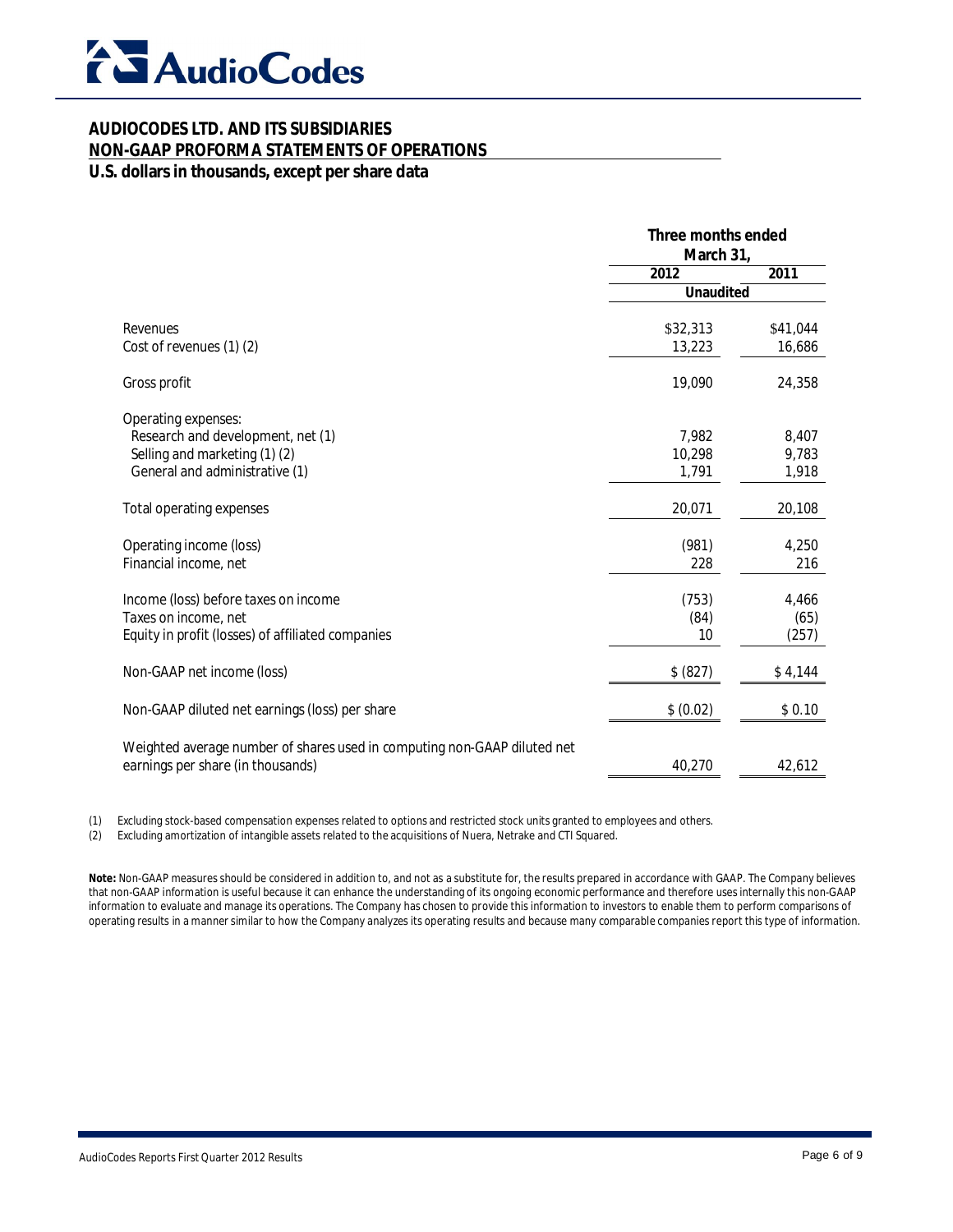**AudioCodes**

## AUDIOCODES LTD. AND ITS SUBSIDIARIES
## NON-GAAP PROFORMA STATEMENTS OF OPERATIONS
**U.S. dollars in thousands, except per share data**

| | Three months ended March 31, | |
|---|---|---|
| | 2012 | 2011 |
| | Unaudited | |
| Revenues | $32,313 | $41,044 |
| Cost of revenues (1) (2) | 13,223 | 16,686 |
| Gross profit | 19,090 | 24,358 |
| Operating expenses: | | |
| Research and development, net (1) | 7,982 | 8,407 |
| Selling and marketing (1) (2) | 10,298 | 9,783 |
| General and administrative (1) | 1,791 | 1,918 |
| Total operating expenses | 20,071 | 20,108 |
| Operating income (loss) | (981) | 4,250 |
| Financial income, net | 228 | 216 |
| Income (loss) before taxes on income | (753) | 4,466 |
| Taxes on income, net | (84) | (65) |
| Equity in profit (losses) of affiliated companies | 10 | (257) |
| Non-GAAP net income (loss) | $ (827) | $ 4,144 |
| Non-GAAP diluted net earnings (loss) per share | $ (0.02) | $ 0.10 |
| Weighted average number of shares used in computing non-GAAP diluted net earnings per share (in thousands) | 40,270 | 42,612 |

(1) Excluding stock-based compensation expenses related to options and restricted stock units granted to employees and others.

(2) Excluding amortization of intangible assets related to the acquisitions of Nuera, Netrake and CTI Squared.

**Note:** Non-GAAP measures should be considered in addition to, and not as a substitute for, the results prepared in accordance with GAAP. The Company believes that non-GAAP information is useful because it can enhance the understanding of its ongoing economic performance and therefore uses internally this non-GAAP information to evaluate and manage its operations. The Company has chosen to provide this information to investors to enable them to perform comparisons of operating results in a manner similar to how the Company analyzes its operating results and because many comparable companies report this type of information.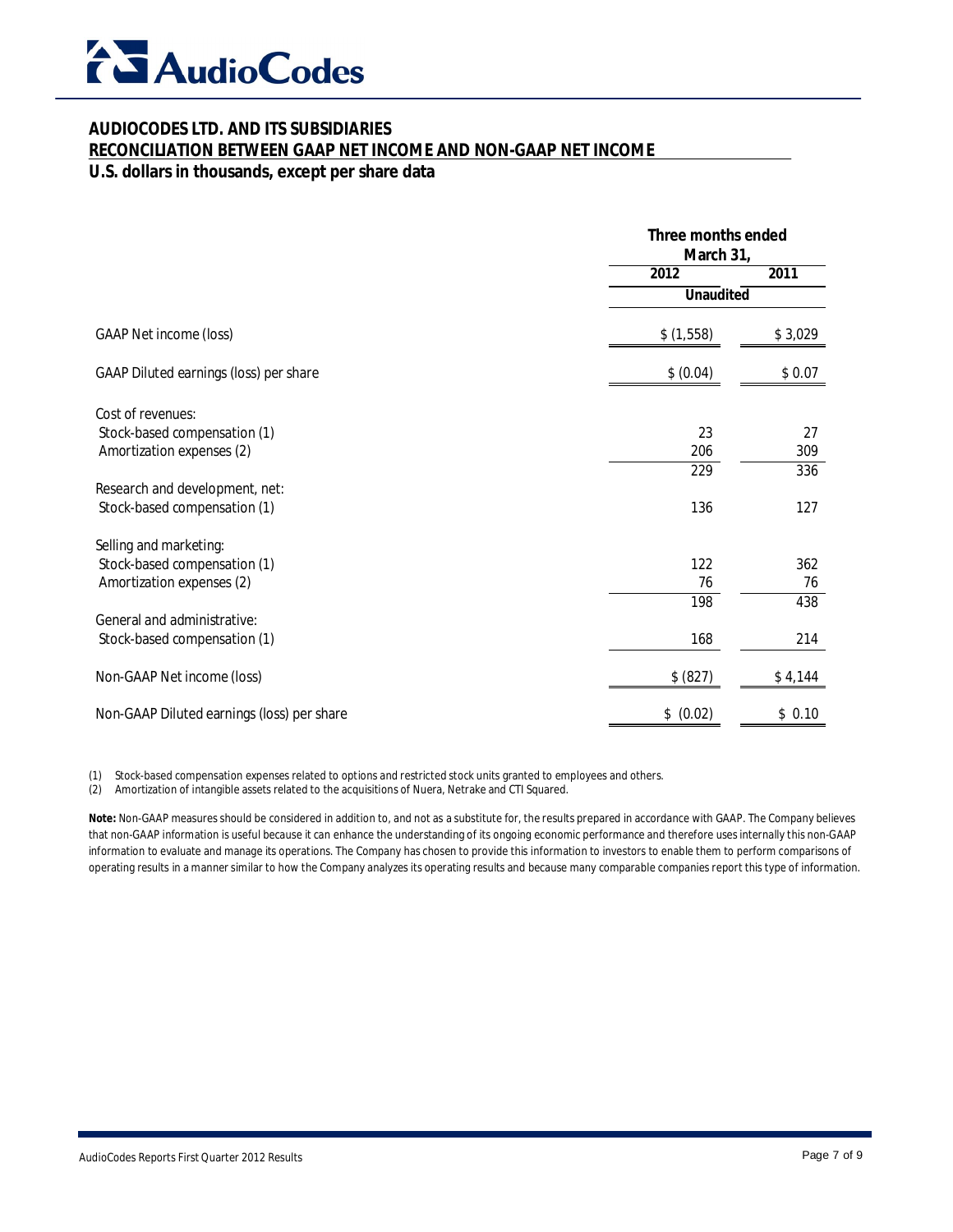AudioCodes

**AUDIOCODES LTD. AND ITS SUBSIDIARIES**
**RECONCILIATION BETWEEN GAAP NET INCOME AND NON-GAAP NET INCOME**
**U.S. dollars in thousands, except per share data**

| | Three months ended March 31, | |
|---|---|---|
| | 2012 | 2011 |
| | Unaudited | |
| GAAP Net income (loss) | $ (1,558) | $ 3,029 |
| GAAP Diluted earnings (loss) per share | $ (0.04) | $ 0.07 |
| Cost of revenues: | | |
| Stock-based compensation (1) | 23 | 27 |
| Amortization expenses (2) | 206 | 309 |
| | 229 | 336 |
| Research and development, net: | | |
| Stock-based compensation (1) | 136 | 127 |
| Selling and marketing: | | |
| Stock-based compensation (1) | 122 | 362 |
| Amortization expenses (2) | 76 | 76 |
| | 198 | 438 |
| General and administrative: | | |
| Stock-based compensation (1) | 168 | 214 |
| Non-GAAP Net income (loss) | $ (827) | $ 4,144 |
| Non-GAAP Diluted earnings (loss) per share | $ (0.02) | $ 0.10 |

(1) Stock-based compensation expenses related to options and restricted stock units granted to employees and others.
(2) Amortization of intangible assets related to the acquisitions of Nuera, Netrake and CTI Squared.

**Note:** Non-GAAP measures should be considered in addition to, and not as a substitute for, the results prepared in accordance with GAAP. The Company believes that non-GAAP information is useful because it can enhance the understanding of its ongoing economic performance and therefore uses internally this non-GAAP information to evaluate and manage its operations. The Company has chosen to provide this information to investors to enable them to perform comparisons of operating results in a manner similar to how the Company analyzes its operating results and because many comparable companies report this type of information.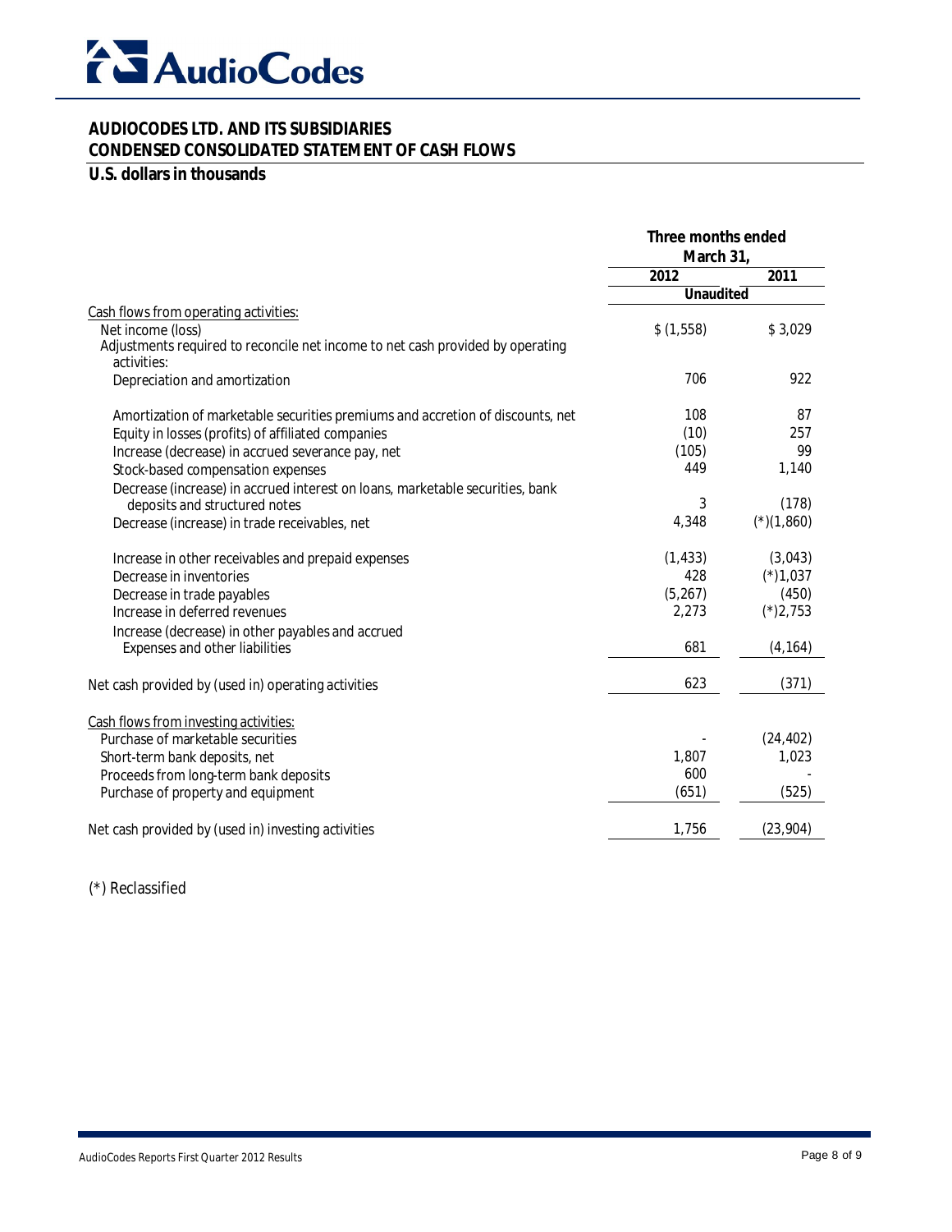**AUDIOCODES LTD. AND ITS SUBSIDIARIES**
**CONDENSED CONSOLIDATED STATEMENT OF CASH FLOWS**
**U.S. dollars in thousands**

| | Three months ended March 31, | |
|---|---|---|
| | 2012 | 2011 |
| | Unaudited | |
| Cash flows from operating activities: | | |
| Net income (loss) | $ (1,558) | $ 3,029 |
| Adjustments required to reconcile net income to net cash provided by operating activities: | | |
| Depreciation and amortization | 706 | 922 |
| Amortization of marketable securities premiums and accretion of discounts, net | 108 | 87 |
| Equity in losses (profits) of affiliated companies | (10) | 257 |
| Increase (decrease) in accrued severance pay, net | (105) | 99 |
| Stock-based compensation expenses | 449 | 1,140 |
| Decrease (increase) in accrued interest on loans, marketable securities, bank deposits and structured notes | 3 | (178) |
| Decrease (increase) in trade receivables, net | 4,348 | (*)(1,860) |
| Increase in other receivables and prepaid expenses | (1,433) | (3,043) |
| Decrease in inventories | 428 | (*)1,037 |
| Decrease in trade payables | (5,267) | (450) |
| Increase in deferred revenues | 2,273 | (*)2,753 |
| Increase (decrease) in other payables and accrued Expenses and other liabilities | 681 | (4,164) |
| Net cash provided by (used in) operating activities | 623 | (371) |
| Cash flows from investing activities: | | |
| Purchase of marketable securities | - | (24,402) |
| Short-term bank deposits, net | 1,807 | 1,023 |
| Proceeds from long-term bank deposits | 600 | - |
| Purchase of property and equipment | (651) | (525) |
| Net cash provided by (used in) investing activities | 1,756 | (23,904) |

(*) Reclassified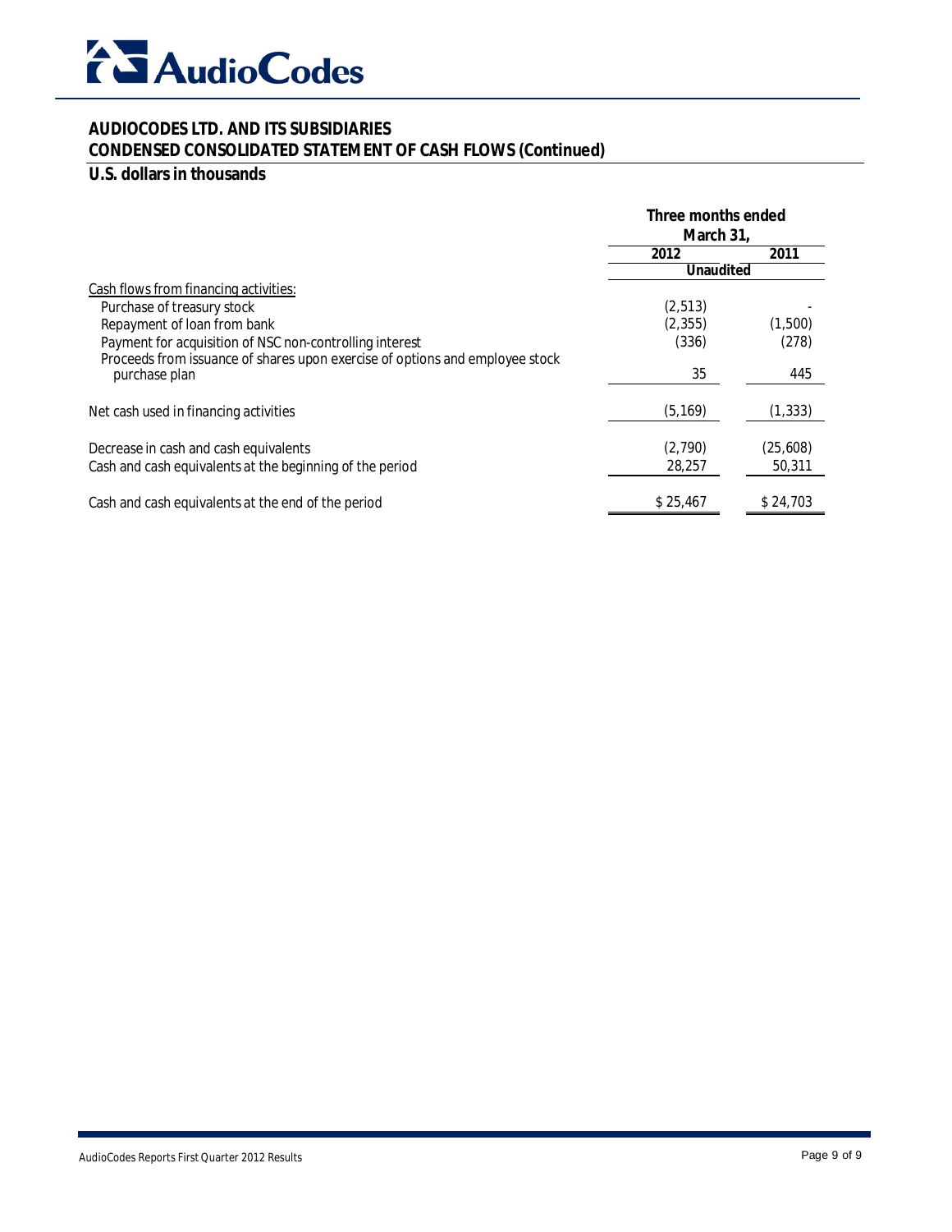# AUDIOCODES LTD. AND ITS SUBSIDIARIES

## CONDENSED CONSOLIDATED STATEMENT OF CASH FLOWS (Continued)

**U.S. dollars in thousands**

| | Three months ended March 31, | |
|---|---|---|
| | 2012 | 2011 |
| | Unaudited | |
| Cash flows from financing activities: | | |
| Purchase of treasury stock | (2,513) | - |
| Repayment of loan from bank | (2,355) | (1,500) |
| Payment for acquisition of NSC non-controlling interest | (336) | (278) |
| Proceeds from issuance of shares upon exercise of options and employee stock purchase plan | 35 | 445 |
| Net cash used in financing activities | (5,169) | (1,333) |
| Decrease in cash and cash equivalents | (2,790) | (25,608) |
| Cash and cash equivalents at the beginning of the period | 28,257 | 50,311 |
| Cash and cash equivalents at the end of the period | $ 25,467 | $ 24,703 |